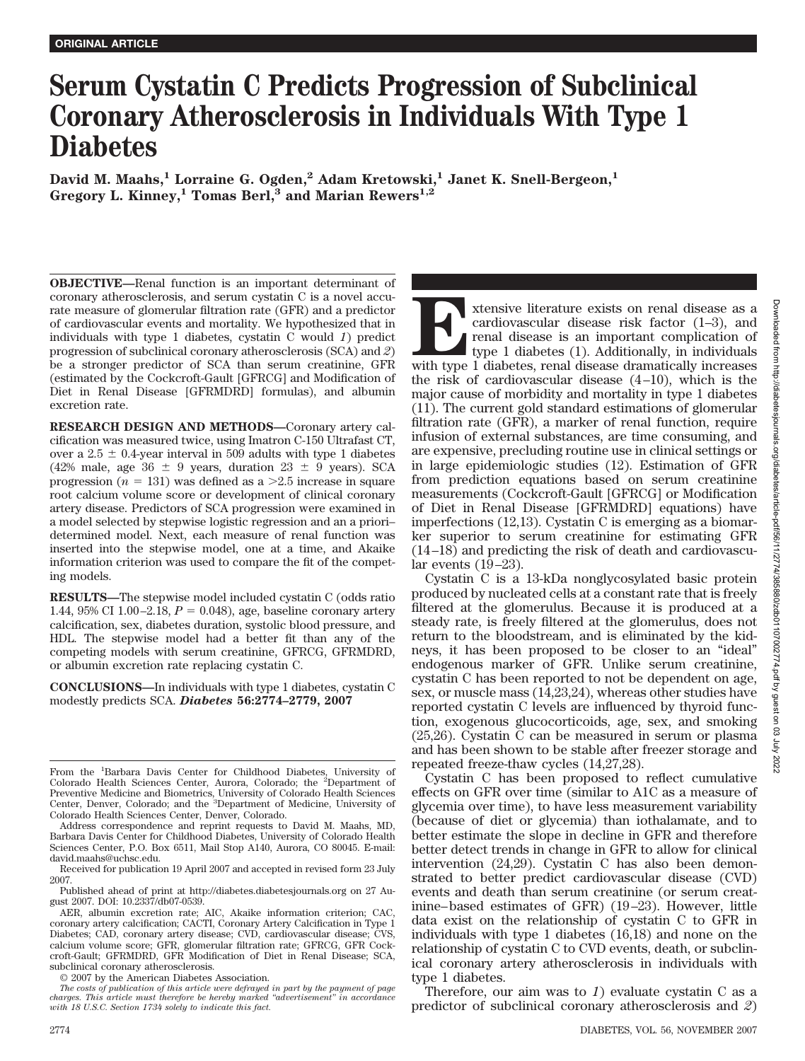ORIGINAL ARTICLE

# Serum Cystatin C Predicts Progression of Subclinical Coronary Atherosclerosis in Individuals With Type 1 Diabetes

**David M. Maahs,[1] Lorraine G. Ogden,[2] Adam Kretowski,[1] Janet K. Snell-Bergeon,[1] Gregory L. Kinney,[1] Tomas Berl,[3] and Marian Rewers[1,2]**

**OBJECTIVE**—Renal function is an important determinant of coronary atherosclerosis, and serum cystatin C is a novel accurate measure of glomerular filtration rate (GFR) and a predictor of cardiovascular events and mortality. We hypothesized that in individuals with type 1 diabetes, cystatin C would *1*) predict progression of subclinical coronary atherosclerosis (SCA) and *2*) be a stronger predictor of SCA than serum creatinine, GFR (estimated by the Cockcroft-Gault [GFRCG] and Modification of Diet in Renal Disease [GFRMDRD] formulas), and albumin excretion rate.

**RESEARCH DESIGN AND METHODS**—Coronary artery calcification was measured twice, using Imatron C-150 Ultrafast CT, over a 2.5 ± 0.4-year interval in 509 adults with type 1 diabetes (42% male, age 36 ± 9 years, duration 23 ± 9 years). SCA progression ($n = 131$) was defined as a >2.5 increase in square root calcium volume score or development of clinical coronary artery disease. Predictors of SCA progression were examined in a model selected by stepwise logistic regression and an a priori–determined model. Next, each measure of renal function was inserted into the stepwise model, one at a time, and Akaike information criterion was used to compare the fit of the competing models.

**RESULTS**—The stepwise model included cystatin C (odds ratio 1.44, 95% CI 1.00–2.18, $P = 0.048$), age, baseline coronary artery calcification, sex, diabetes duration, systolic blood pressure, and HDL. The stepwise model had a better fit than any of the competing models with serum creatinine, GFRCG, GFRMDRD, or albumin excretion rate replacing cystatin C.

**CONCLUSIONS**—In individuals with type 1 diabetes, cystatin C modestly predicts SCA. ***Diabetes* 56:2774–2779, 2007**

From the [1]Barbara Davis Center for Childhood Diabetes, University of Colorado Health Sciences Center, Aurora, Colorado; the [2]Department of Preventive Medicine and Biometrics, University of Colorado Health Sciences Center, Denver, Colorado; and the [3]Department of Medicine, University of Colorado Health Sciences Center, Denver, Colorado.

Address correspondence and reprint requests to David M. Maahs, MD, Barbara Davis Center for Childhood Diabetes, University of Colorado Health Sciences Center, P.O. Box 6511, Mail Stop A140, Aurora, CO 80045. E-mail: david.maahs@uchsc.edu.

Received for publication 19 April 2007 and accepted in revised form 23 July 2007.

Published ahead of print at http://diabetes.diabetesjournals.org on 27 August 2007. DOI: 10.2337/db07-0539.

AER, albumin excretion rate; AIC, Akaike information criterion; CAC, coronary artery calcification; CACTI, Coronary Artery Calcification in Type 1 Diabetes; CAD, coronary artery disease; CVD, cardiovascular disease; CVS, calcium volume score; GFR, glomerular filtration rate; GFRCG, GFR Cockcroft-Gault; GFRMDRD, GFR Modification of Diet in Renal Disease; SCA, subclinical coronary atherosclerosis.

© 2007 by the American Diabetes Association.

*The costs of publication of this article were defrayed in part by the payment of page charges. This article must therefore be hereby marked "advertisement" in accordance with 18 U.S.C. Section 1734 solely to indicate this fact.*

Extensive literature exists on renal disease as a cardiovascular disease risk factor (1–3), and renal disease is an important complication of type 1 diabetes (1). Additionally, in individuals with type 1 diabetes, renal disease dramatically increases the risk of cardiovascular disease (4–10), which is the major cause of morbidity and mortality in type 1 diabetes (11). The current gold standard estimations of glomerular filtration rate (GFR), a marker of renal function, require infusion of external substances, are time consuming, and are expensive, precluding routine use in clinical settings or in large epidemiologic studies (12). Estimation of GFR from prediction equations based on serum creatinine measurements (Cockcroft-Gault [GFRCG] or Modification of Diet in Renal Disease [GFRMDRD] equations) have imperfections (12,13). Cystatin C is emerging as a biomarker superior to serum creatinine for estimating GFR (14–18) and predicting the risk of death and cardiovascular events (19–23).

Cystatin C is a 13-kDa nonglycosylated basic protein produced by nucleated cells at a constant rate that is freely filtered at the glomerulus. Because it is produced at a steady rate, is freely filtered at the glomerulus, does not return to the bloodstream, and is eliminated by the kidneys, it has been proposed to be closer to an "ideal" endogenous marker of GFR. Unlike serum creatinine, cystatin C has been reported to not be dependent on age, sex, or muscle mass (14,23,24), whereas other studies have reported cystatin C levels are influenced by thyroid function, exogenous glucocorticoids, age, sex, and smoking (25,26). Cystatin C can be measured in serum or plasma and has been shown to be stable after freezer storage and repeated freeze-thaw cycles (14,27,28).

Cystatin C has been proposed to reflect cumulative effects on GFR over time (similar to A1C as a measure of glycemia over time), to have less measurement variability (because of diet or glycemia) than iothalamate, and to better estimate the slope in decline in GFR and therefore better detect trends in change in GFR to allow for clinical intervention (24,29). Cystatin C has also been demonstrated to better predict cardiovascular disease (CVD) events and death than serum creatinine (or serum creatinine–based estimates of GFR) (19–23). However, little data exist on the relationship of cystatin C to GFR in individuals with type 1 diabetes (16,18) and none on the relationship of cystatin C to CVD events, death, or subclinical coronary artery atherosclerosis in individuals with type 1 diabetes.

Therefore, our aim was to *1*) evaluate cystatin C as a predictor of subclinical coronary atherosclerosis and *2*)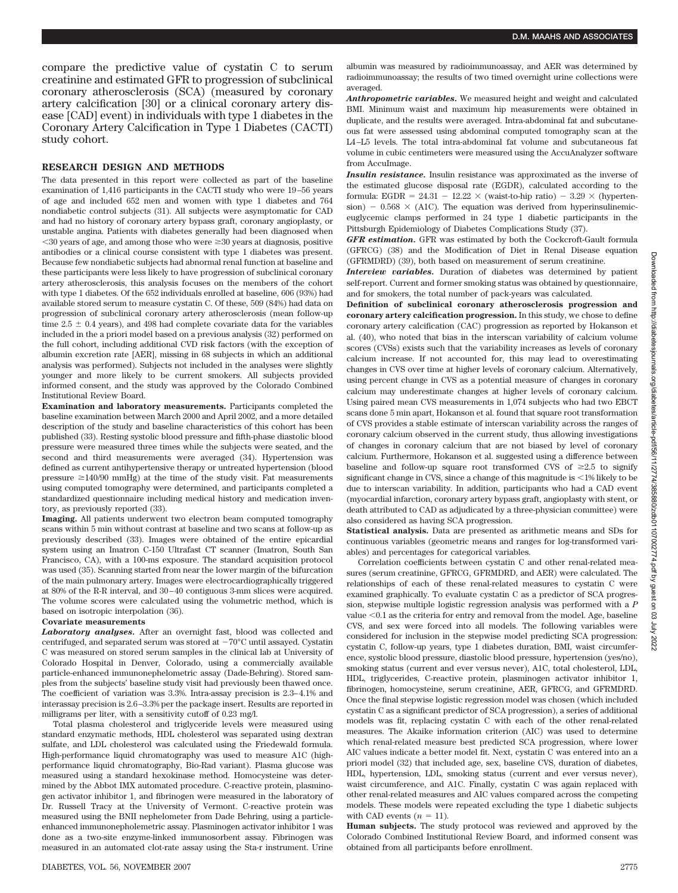compare the predictive value of cystatin C to serum creatinine and estimated GFR to progression of subclinical coronary atherosclerosis (SCA) (measured by coronary artery calcification [30] or a clinical coronary artery disease [CAD] event) in individuals with type 1 diabetes in the Coronary Artery Calcification in Type 1 Diabetes (CACTI) study cohort.

## RESEARCH DESIGN AND METHODS

The data presented in this report were collected as part of the baseline examination of 1,416 participants in the CACTI study who were 19–56 years of age and included 652 men and women with type 1 diabetes and 764 nondiabetic control subjects (31). All subjects were asymptomatic for CAD and had no history of coronary artery bypass graft, coronary angioplasty, or unstable angina. Patients with diabetes generally had been diagnosed when <30 years of age, and among those who were ≥30 years at diagnosis, positive antibodies or a clinical course consistent with type 1 diabetes was present. Because few nondiabetic subjects had abnormal renal function at baseline and these participants were less likely to have progression of subclinical coronary artery atherosclerosis, this analysis focuses on the members of the cohort with type 1 diabetes. Of the 652 individuals enrolled at baseline, 606 (93%) had available stored serum to measure cystatin C. Of these, 509 (84%) had data on progression of subclinical coronary artery atherosclerosis (mean follow-up time 2.5 ± 0.4 years), and 498 had complete covariate data for the variables included in the a priori model based on a previous analysis (32) performed on the full cohort, including additional CVD risk factors (with the exception of albumin excretion rate [AER], missing in 68 subjects in which an additional analysis was performed). Subjects not included in the analyses were slightly younger and more likely to be current smokers. All subjects provided informed consent, and the study was approved by the Colorado Combined Institutional Review Board.

**Examination and laboratory measurements.** Participants completed the baseline examination between March 2000 and April 2002, and a more detailed description of the study and baseline characteristics of this cohort has been published (33). Resting systolic blood pressure and fifth-phase diastolic blood pressure were measured three times while the subjects were seated, and the second and third measurements were averaged (34). Hypertension was defined as current antihypertensive therapy or untreated hypertension (blood pressure ≥140/90 mmHg) at the time of the study visit. Fat measurements using computed tomography were determined, and participants completed a standardized questionnaire including medical history and medication inventory, as previously reported (33).

**Imaging.** All patients underwent two electron beam computed tomography scans within 5 min without contrast at baseline and two scans at follow-up as previously described (33). Images were obtained of the entire epicardial system using an Imatron C-150 Ultrafast CT scanner (Imatron, South San Francisco, CA), with a 100-ms exposure. The standard acquisition protocol was used (35). Scanning started from near the lower margin of the bifurcation of the main pulmonary artery. Images were electrocardiographically triggered at 80% of the R-R interval, and 30–40 contiguous 3-mm slices were acquired. The volume scores were calculated using the volumetric method, which is based on isotropic interpolation (36).

**Covariate measurements**

***Laboratory analyses.*** After an overnight fast, blood was collected and centrifuged, and separated serum was stored at −70°C until assayed. Cystatin C was measured on stored serum samples in the clinical lab at University of Colorado Hospital in Denver, Colorado, using a commercially available particle-enhanced immunonephelometric assay (Dade-Behring). Stored samples from the subjects' baseline study visit had previously been thawed once. The coefficient of variation was 3.3%. Intra-assay precision is 2.3–4.1% and interassay precision is 2.6–3.3% per the package insert. Results are reported in milligrams per liter, with a sensitivity cutoff of 0.23 mg/l.

Total plasma cholesterol and triglyceride levels were measured using standard enzymatic methods, HDL cholesterol was separated using dextran sulfate, and LDL cholesterol was calculated using the Friedewald formula. High-performance liquid chromatography was used to measure A1C (high-performance liquid chromatography, Bio-Rad variant). Plasma glucose was measured using a standard hexokinase method. Homocysteine was determined by the Abbot IMX automated procedure. C-reactive protein, plasminogen activator inhibitor 1, and fibrinogen were measured in the laboratory of Dr. Russell Tracy at the University of Vermont. C-reactive protein was measured using the BNII nephelometer from Dade Behring, using a particle-enhanced immunonepholemetric assay. Plasminogen activator inhibitor 1 was done as a two-site enzyme-linked immunosorbent assay. Fibrinogen was measured in an automated clot-rate assay using the Sta-r instrument. Urine albumin was measured by radioimmunoassay, and AER was determined by radioimmunoassay; the results of two timed overnight urine collections were averaged.

***Anthropometric variables.*** We measured height and weight and calculated BMI. Minimum waist and maximum hip measurements were obtained in duplicate, and the results were averaged. Intra-abdominal fat and subcutaneous fat were assessed using abdominal computed tomography scan at the L4–L5 levels. The total intra-abdominal fat volume and subcutaneous fat volume in cubic centimeters were measured using the AccuAnalyzer software from AccuImage.

***Insulin resistance.*** Insulin resistance was approximated as the inverse of the estimated glucose disposal rate (EGDR), calculated according to the formula: $\text{EGDR} = 24.31 - 12.22 \times (\text{waist-to-hip ratio}) - 3.29 \times (\text{hypertension}) - 0.568 \times (\text{A1C})$. The equation was derived from hyperinsulinemic-euglycemic clamps performed in 24 type 1 diabetic participants in the Pittsburgh Epidemiology of Diabetes Complications Study (37).

***GFR estimation.*** GFR was estimated by both the Cockcroft-Gault formula (GFRCG) (38) and the Modification of Diet in Renal Disease equation (GFRMDRD) (39), both based on measurement of serum creatinine.

***Interview variables.*** Duration of diabetes was determined by patient self-report. Current and former smoking status was obtained by questionnaire, and for smokers, the total number of pack-years was calculated.

**Definition of subclinical coronary atherosclerosis progression and coronary artery calcification progression.** In this study, we chose to define coronary artery calcification (CAC) progression as reported by Hokanson et al. (40), who noted that bias in the interscan variability of calcium volume scores (CVSs) exists such that the variability increases as levels of coronary calcium increase. If not accounted for, this may lead to overestimating changes in CVS over time at higher levels of coronary calcium. Alternatively, using percent change in CVS as a potential measure of changes in coronary calcium may underestimate changes at higher levels of coronary calcium. Using paired mean CVS measurements in 1,074 subjects who had two EBCT scans done 5 min apart, Hokanson et al. found that square root transformation of CVS provides a stable estimate of interscan variability across the ranges of coronary calcium observed in the current study, thus allowing investigations of changes in coronary calcium that are not biased by level of coronary calcium. Furthermore, Hokanson et al. suggested using a difference between baseline and follow-up square root transformed CVS of ≥2.5 to signify significant change in CVS, since a change of this magnitude is <1% likely to be due to interscan variability. In addition, participants who had a CAD event (myocardial infarction, coronary artery bypass graft, angioplasty with stent, or death attributed to CAD as adjudicated by a three-physician committee) were also considered as having SCA progression.

**Statistical analysis.** Data are presented as arithmetic means and SDs for continuous variables (geometric means and ranges for log-transformed variables) and percentages for categorical variables.

Correlation coefficients between cystatin C and other renal-related measures (serum creatinine, GFRCG, GFRMDRD, and AER) were calculated. The relationships of each of these renal-related measures to cystatin C were examined graphically. To evaluate cystatin C as a predictor of SCA progression, stepwise multiple logistic regression analysis was performed with a $P$ value <0.1 as the criteria for entry and removal from the model. Age, baseline CVS, and sex were forced into all models. The following variables were considered for inclusion in the stepwise model predicting SCA progression: cystatin C, follow-up years, type 1 diabetes duration, BMI, waist circumference, systolic blood pressure, diastolic blood pressure, hypertension (yes/no), smoking status (current and ever versus never), A1C, total cholesterol, LDL, HDL, triglycerides, C-reactive protein, plasminogen activator inhibitor 1, fibrinogen, homocysteine, serum creatinine, AER, GFRCG, and GFRMDRD. Once the final stepwise logistic regression model was chosen (which included cystatin C as a significant predictor of SCA progression), a series of additional models was fit, replacing cystatin C with each of the other renal-related measures. The Akaike information criterion (AIC) was used to determine which renal-related measure best predicted SCA progression, where lower AIC values indicate a better model fit. Next, cystatin C was entered into an a priori model (32) that included age, sex, baseline CVS, duration of diabetes, HDL, hypertension, LDL, smoking status (current and ever versus never), waist circumference, and A1C. Finally, cystatin C was again replaced with other renal-related measures and AIC values compared across the competing models. These models were repeated excluding the type 1 diabetic subjects with CAD events ($n = 11$).

**Human subjects.** The study protocol was reviewed and approved by the Colorado Combined Institutional Review Board, and informed consent was obtained from all participants before enrollment.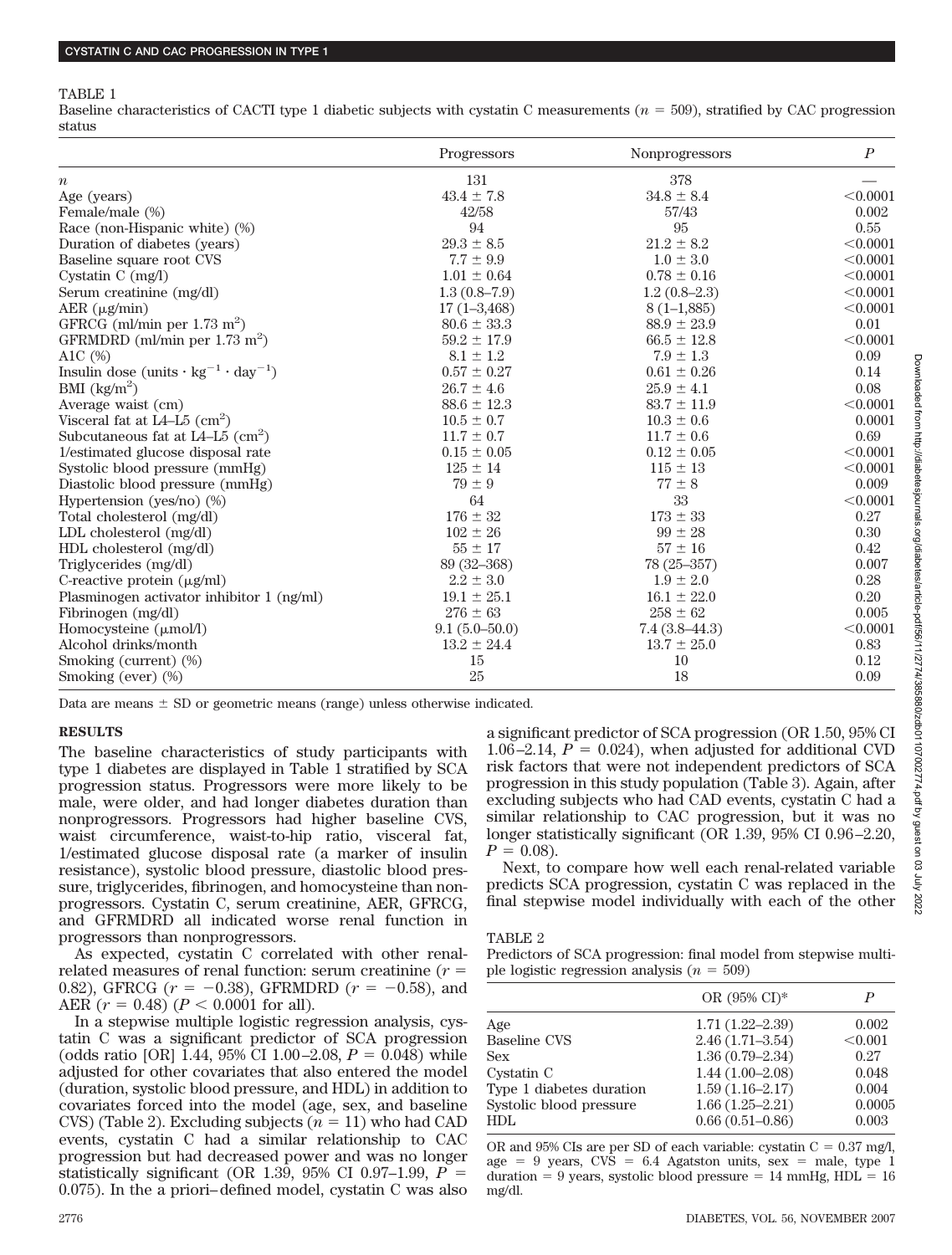TABLE 1

Baseline characteristics of CACTI type 1 diabetic subjects with cystatin C measurements ($n$ = 509), stratified by CAC progression status

| | Progressors | Nonprogressors | $P$ |
|---|---|---|---|
| $n$ | 131 | 378 | — |
| Age (years) | 43.4 ± 7.8 | 34.8 ± 8.4 | <0.0001 |
| Female/male (%) | 42/58 | 57/43 | 0.002 |
| Race (non-Hispanic white) (%) | 94 | 95 | 0.55 |
| Duration of diabetes (years) | 29.3 ± 8.5 | 21.2 ± 8.2 | <0.0001 |
| Baseline square root CVS | 7.7 ± 9.9 | 1.0 ± 3.0 | <0.0001 |
| Cystatin C (mg/l) | 1.01 ± 0.64 | 0.78 ± 0.16 | <0.0001 |
| Serum creatinine (mg/dl) | 1.3 (0.8–7.9) | 1.2 (0.8–2.3) | <0.0001 |
| AER (μg/min) | 17 (1–3,468) | 8 (1–1,885) | <0.0001 |
| GFRCG (ml/min per 1.73 $m^2$) | 80.6 ± 33.3 | 88.9 ± 23.9 | 0.01 |
| GFRMDRD (ml/min per 1.73 $m^2$) | 59.2 ± 17.9 | 66.5 ± 12.8 | <0.0001 |
| A1C (%) | 8.1 ± 1.2 | 7.9 ± 1.3 | 0.09 |
| Insulin dose (units · $kg^{-1}$ · $day^{-1}$) | 0.57 ± 0.27 | 0.61 ± 0.26 | 0.14 |
| BMI (kg/$m^2$) | 26.7 ± 4.6 | 25.9 ± 4.1 | 0.08 |
| Average waist (cm) | 88.6 ± 12.3 | 83.7 ± 11.9 | <0.0001 |
| Visceral fat at L4–L5 ($cm^2$) | 10.5 ± 0.7 | 10.3 ± 0.6 | 0.0001 |
| Subcutaneous fat at L4–L5 ($cm^2$) | 11.7 ± 0.7 | 11.7 ± 0.6 | 0.69 |
| 1/estimated glucose disposal rate | 0.15 ± 0.05 | 0.12 ± 0.05 | <0.0001 |
| Systolic blood pressure (mmHg) | 125 ± 14 | 115 ± 13 | <0.0001 |
| Diastolic blood pressure (mmHg) | 79 ± 9 | 77 ± 8 | 0.009 |
| Hypertension (yes/no) (%) | 64 | 33 | <0.0001 |
| Total cholesterol (mg/dl) | 176 ± 32 | 173 ± 33 | 0.27 |
| LDL cholesterol (mg/dl) | 102 ± 26 | 99 ± 28 | 0.30 |
| HDL cholesterol (mg/dl) | 55 ± 17 | 57 ± 16 | 0.42 |
| Triglycerides (mg/dl) | 89 (32–368) | 78 (25–357) | 0.007 |
| C-reactive protein (μg/ml) | 2.2 ± 3.0 | 1.9 ± 2.0 | 0.28 |
| Plasminogen activator inhibitor 1 (ng/ml) | 19.1 ± 25.1 | 16.1 ± 22.0 | 0.20 |
| Fibrinogen (mg/dl) | 276 ± 63 | 258 ± 62 | 0.005 |
| Homocysteine (μmol/l) | 9.1 (5.0–50.0) | 7.4 (3.8–44.3) | <0.0001 |
| Alcohol drinks/month | 13.2 ± 24.4 | 13.7 ± 25.0 | 0.83 |
| Smoking (current) (%) | 15 | 10 | 0.12 |
| Smoking (ever) (%) | 25 | 18 | 0.09 |

Data are means ± SD or geometric means (range) unless otherwise indicated.

## RESULTS

The baseline characteristics of study participants with type 1 diabetes are displayed in Table 1 stratified by SCA progression status. Progressors were more likely to be male, were older, and had longer diabetes duration than nonprogressors. Progressors had higher baseline CVS, waist circumference, waist-to-hip ratio, visceral fat, 1/estimated glucose disposal rate (a marker of insulin resistance), systolic blood pressure, diastolic blood pressure, triglycerides, fibrinogen, and homocysteine than nonprogressors. Cystatin C, serum creatinine, AER, GFRCG, and GFRMDRD all indicated worse renal function in progressors than nonprogressors.

As expected, cystatin C correlated with other renal-related measures of renal function: serum creatinine ($r$ = 0.82), GFRCG ($r$ = −0.38), GFRMDRD ($r$ = −0.58), and AER ($r$ = 0.48) ($P$ < 0.0001 for all).

In a stepwise multiple logistic regression analysis, cystatin C was a significant predictor of SCA progression (odds ratio [OR] 1.44, 95% CI 1.00–2.08, $P$ = 0.048) while adjusted for other covariates that also entered the model (duration, systolic blood pressure, and HDL) in addition to covariates forced into the model (age, sex, and baseline CVS) (Table 2). Excluding subjects ($n$ = 11) who had CAD events, cystatin C had a similar relationship to CAC progression but had decreased power and was no longer statistically significant (OR 1.39, 95% CI 0.97–1.99, $P$ = 0.075). In the a priori–defined model, cystatin C was also a significant predictor of SCA progression (OR 1.50, 95% CI 1.06–2.14, $P$ = 0.024), when adjusted for additional CVD risk factors that were not independent predictors of SCA progression in this study population (Table 3). Again, after excluding subjects who had CAD events, cystatin C had a similar relationship to CAC progression, but it was no longer statistically significant (OR 1.39, 95% CI 0.96–2.20, $P$ = 0.08).

Next, to compare how well each renal-related variable predicts SCA progression, cystatin C was replaced in the final stepwise model individually with each of the other

TABLE 2

Predictors of SCA progression: final model from stepwise multiple logistic regression analysis ($n$ = 509)

| | OR (95% CI)* | $P$ |
|---|---|---|
| Age | 1.71 (1.22–2.39) | 0.002 |
| Baseline CVS | 2.46 (1.71–3.54) | <0.001 |
| Sex | 1.36 (0.79–2.34) | 0.27 |
| Cystatin C | 1.44 (1.00–2.08) | 0.048 |
| Type 1 diabetes duration | 1.59 (1.16–2.17) | 0.004 |
| Systolic blood pressure | 1.66 (1.25–2.21) | 0.0005 |
| HDL | 0.66 (0.51–0.86) | 0.003 |

OR and 95% CIs are per SD of each variable: cystatin C = 0.37 mg/l, age = 9 years, CVS = 6.4 Agatston units, sex = male, type 1 duration = 9 years, systolic blood pressure = 14 mmHg, HDL = 16 mg/dl.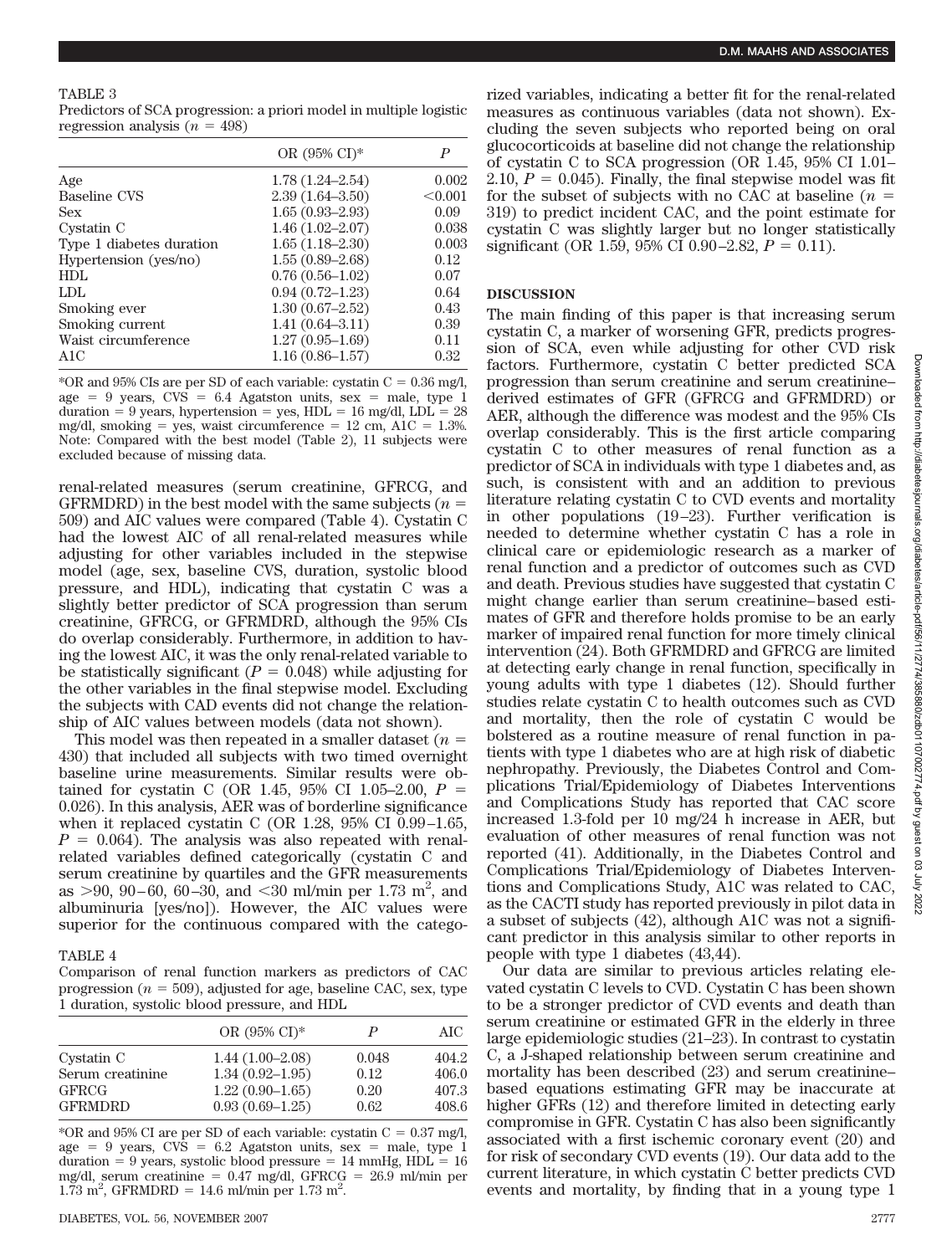TABLE 3
Predictors of SCA progression: a priori model in multiple logistic regression analysis ($n$ = 498)

| | OR (95% CI)* | P |
|---|---|---|
| Age | 1.78 (1.24–2.54) | 0.002 |
| Baseline CVS | 2.39 (1.64–3.50) | <0.001 |
| Sex | 1.65 (0.93–2.93) | 0.09 |
| Cystatin C | 1.46 (1.02–2.07) | 0.038 |
| Type 1 diabetes duration | 1.65 (1.18–2.30) | 0.003 |
| Hypertension (yes/no) | 1.55 (0.89–2.68) | 0.12 |
| HDL | 0.76 (0.56–1.02) | 0.07 |
| LDL | 0.94 (0.72–1.23) | 0.64 |
| Smoking ever | 1.30 (0.67–2.52) | 0.43 |
| Smoking current | 1.41 (0.64–3.11) | 0.39 |
| Waist circumference | 1.27 (0.95–1.69) | 0.11 |
| A1C | 1.16 (0.86–1.57) | 0.32 |

*OR and 95% CIs are per SD of each variable: cystatin C = 0.36 mg/l, age = 9 years, CVS = 6.4 Agatston units, sex = male, type 1 duration = 9 years, hypertension = yes, HDL = 16 mg/dl, LDL = 28 mg/dl, smoking = yes, waist circumference = 12 cm, A1C = 1.3%. Note: Compared with the best model (Table 2), 11 subjects were excluded because of missing data.

renal-related measures (serum creatinine, GFRCG, and GFRMDRD) in the best model with the same subjects ($n$ = 509) and AIC values were compared (Table 4). Cystatin C had the lowest AIC of all renal-related measures while adjusting for other variables included in the stepwise model (age, sex, baseline CVS, duration, systolic blood pressure, and HDL), indicating that cystatin C was a slightly better predictor of SCA progression than serum creatinine, GFRCG, or GFRMDRD, although the 95% CIs do overlap considerably. Furthermore, in addition to having the lowest AIC, it was the only renal-related variable to be statistically significant ($P$ = 0.048) while adjusting for the other variables in the final stepwise model. Excluding the subjects with CAD events did not change the relationship of AIC values between models (data not shown).

This model was then repeated in a smaller dataset ($n$ = 430) that included all subjects with two timed overnight baseline urine measurements. Similar results were obtained for cystatin C (OR 1.45, 95% CI 1.05–2.00, $P$ = 0.026). In this analysis, AER was of borderline significance when it replaced cystatin C (OR 1.28, 95% CI 0.99–1.65, $P$ = 0.064). The analysis was also repeated with renal-related variables defined categorically (cystatin C and serum creatinine by quartiles and the GFR measurements as >90, 90–60, 60–30, and <30 ml/min per 1.73 m$^2$, and albuminuria [yes/no]). However, the AIC values were superior for the continuous compared with the categorized variables, indicating a better fit for the renal-related measures as continuous variables (data not shown). Excluding the seven subjects who reported being on oral glucocorticoids at baseline did not change the relationship of cystatin C to SCA progression (OR 1.45, 95% CI 1.01–2.10, $P$ = 0.045). Finally, the final stepwise model was fit for the subset of subjects with no CAC at baseline ($n$ = 319) to predict incident CAC, and the point estimate for cystatin C was slightly larger but no longer statistically significant (OR 1.59, 95% CI 0.90–2.82, $P$ = 0.11).

TABLE 4
Comparison of renal function markers as predictors of CAC progression ($n$ = 509), adjusted for age, baseline CAC, sex, type 1 duration, systolic blood pressure, and HDL

| | OR (95% CI)* | P | AIC |
|---|---|---|---|
| Cystatin C | 1.44 (1.00–2.08) | 0.048 | 404.2 |
| Serum creatinine | 1.34 (0.92–1.95) | 0.12 | 406.0 |
| GFRCG | 1.22 (0.90–1.65) | 0.20 | 407.3 |
| GFRMDRD | 0.93 (0.69–1.25) | 0.62 | 408.6 |

*OR and 95% CI are per SD of each variable: cystatin C = 0.37 mg/l, age = 9 years, CVS = 6.2 Agatston units, sex = male, type 1 duration = 9 years, systolic blood pressure = 14 mmHg, HDL = 16 mg/dl, serum creatinine = 0.47 mg/dl, GFRCG = 26.9 ml/min per 1.73 m$^2$, GFRMDRD = 14.6 ml/min per 1.73 m$^2$.

## DISCUSSION

The main finding of this paper is that increasing serum cystatin C, a marker of worsening GFR, predicts progression of SCA, even while adjusting for other CVD risk factors. Furthermore, cystatin C better predicted SCA progression than serum creatinine and serum creatinine–derived estimates of GFR (GFRCG and GFRMDRD) or AER, although the difference was modest and the 95% CIs overlap considerably. This is the first article comparing cystatin C to other measures of renal function as a predictor of SCA in individuals with type 1 diabetes and, as such, is consistent with and an addition to previous literature relating cystatin C to CVD events and mortality in other populations (19–23). Further verification is needed to determine whether cystatin C has a role in clinical care or epidemiologic research as a marker of renal function and a predictor of outcomes such as CVD and death. Previous studies have suggested that cystatin C might change earlier than serum creatinine–based estimates of GFR and therefore holds promise to be an early marker of impaired renal function for more timely clinical intervention (24). Both GFRMDRD and GFRCG are limited at detecting early change in renal function, specifically in young adults with type 1 diabetes (12). Should further studies relate cystatin C to health outcomes such as CVD and mortality, then the role of cystatin C would be bolstered as a routine measure of renal function in patients with type 1 diabetes who are at high risk of diabetic nephropathy. Previously, the Diabetes Control and Complications Trial/Epidemiology of Diabetes Interventions and Complications Study has reported that CAC score increased 1.3-fold per 10 mg/24 h increase in AER, but evaluation of other measures of renal function was not reported (41). Additionally, in the Diabetes Control and Complications Trial/Epidemiology of Diabetes Interventions and Complications Study, A1C was related to CAC, as the CACTI study has reported previously in pilot data in a subset of subjects (42), although A1C was not a significant predictor in this analysis similar to other reports in people with type 1 diabetes (43,44).

Our data are similar to previous articles relating elevated cystatin C levels to CVD. Cystatin C has been shown to be a stronger predictor of CVD events and death than serum creatinine or estimated GFR in the elderly in three large epidemiologic studies (21–23). In contrast to cystatin C, a J-shaped relationship between serum creatinine and mortality has been described (23) and serum creatinine–based equations estimating GFR may be inaccurate at higher GFRs (12) and therefore limited in detecting early compromise in GFR. Cystatin C has also been significantly associated with a first ischemic coronary event (20) and for risk of secondary CVD events (19). Our data add to the current literature, in which cystatin C better predicts CVD events and mortality, by finding that in a young type 1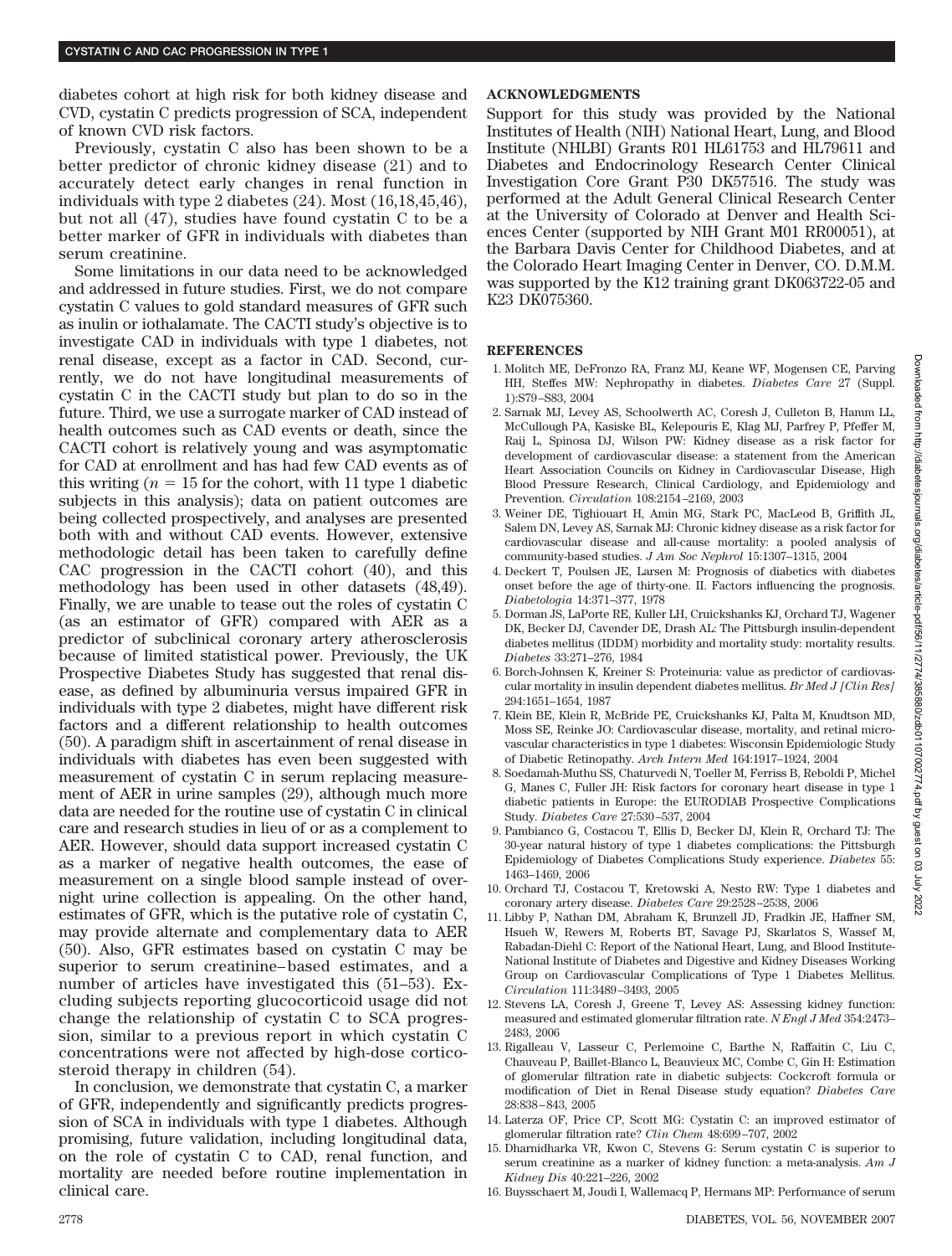diabetes cohort at high risk for both kidney disease and CVD, cystatin C predicts progression of SCA, independent of known CVD risk factors.

Previously, cystatin C also has been shown to be a better predictor of chronic kidney disease (21) and to accurately detect early changes in renal function in individuals with type 2 diabetes (24). Most (16,18,45,46), but not all (47), studies have found cystatin C to be a better marker of GFR in individuals with diabetes than serum creatinine.

Some limitations in our data need to be acknowledged and addressed in future studies. First, we do not compare cystatin C values to gold standard measures of GFR such as inulin or iothalamate. The CACTI study's objective is to investigate CAD in individuals with type 1 diabetes, not renal disease, except as a factor in CAD. Second, currently, we do not have longitudinal measurements of cystatin C in the CACTI study but plan to do so in the future. Third, we use a surrogate marker of CAD instead of health outcomes such as CAD events or death, since the CACTI cohort is relatively young and was asymptomatic for CAD at enrollment and has had few CAD events as of this writing ($n = 15$ for the cohort, with 11 type 1 diabetic subjects in this analysis); data on patient outcomes are being collected prospectively, and analyses are presented both with and without CAD events. However, extensive methodologic detail has been taken to carefully define CAC progression in the CACTI cohort (40), and this methodology has been used in other datasets (48,49). Finally, we are unable to tease out the roles of cystatin C (as an estimator of GFR) compared with AER as a predictor of subclinical coronary artery atherosclerosis because of limited statistical power. Previously, the UK Prospective Diabetes Study has suggested that renal disease, as defined by albuminuria versus impaired GFR in individuals with type 2 diabetes, might have different risk factors and a different relationship to health outcomes (50). A paradigm shift in ascertainment of renal disease in individuals with diabetes has even been suggested with measurement of cystatin C in serum replacing measurement of AER in urine samples (29), although much more data are needed for the routine use of cystatin C in clinical care and research studies in lieu of or as a complement to AER. However, should data support increased cystatin C as a marker of negative health outcomes, the ease of measurement on a single blood sample instead of overnight urine collection is appealing. On the other hand, estimates of GFR, which is the putative role of cystatin C, may provide alternate and complementary data to AER (50). Also, GFR estimates based on cystatin C may be superior to serum creatinine–based estimates, and a number of articles have investigated this (51–53). Excluding subjects reporting glucocorticoid usage did not change the relationship of cystatin C to SCA progression, similar to a previous report in which cystatin C concentrations were not affected by high-dose corticosteroid therapy in children (54).

In conclusion, we demonstrate that cystatin C, a marker of GFR, independently and significantly predicts progression of SCA in individuals with type 1 diabetes. Although promising, future validation, including longitudinal data, on the role of cystatin C to CAD, renal function, and mortality are needed before routine implementation in clinical care.

## ACKNOWLEDGMENTS

Support for this study was provided by the National Institutes of Health (NIH) National Heart, Lung, and Blood Institute (NHLBI) Grants R01 HL61753 and HL79611 and Diabetes and Endocrinology Research Center Clinical Investigation Core Grant P30 DK57516. The study was performed at the Adult General Clinical Research Center at the University of Colorado at Denver and Health Sciences Center (supported by NIH Grant M01 RR00051), at the Barbara Davis Center for Childhood Diabetes, and at the Colorado Heart Imaging Center in Denver, CO. D.M.M. was supported by the K12 training grant DK063722-05 and K23 DK075360.

## REFERENCES

1. Molitch ME, DeFronzo RA, Franz MJ, Keane WF, Mogensen CE, Parving HH, Steffes MW: Nephropathy in diabetes. *Diabetes Care* 27 (Suppl. 1):S79–S83, 2004
2. Sarnak MJ, Levey AS, Schoolwerth AC, Coresh J, Culleton B, Hamm LL, McCullough PA, Kasiske BL, Kelepouris E, Klag MJ, Parfrey P, Pfeffer M, Raij L, Spinosa DJ, Wilson PW: Kidney disease as a risk factor for development of cardiovascular disease: a statement from the American Heart Association Councils on Kidney in Cardiovascular Disease, High Blood Pressure Research, Clinical Cardiology, and Epidemiology and Prevention. *Circulation* 108:2154–2169, 2003
3. Weiner DE, Tighiouart H, Amin MG, Stark PC, MacLeod B, Griffith JL, Salem DN, Levey AS, Sarnak MJ: Chronic kidney disease as a risk factor for cardiovascular disease and all-cause mortality: a pooled analysis of community-based studies. *J Am Soc Nephrol* 15:1307–1315, 2004
4. Deckert T, Poulsen JE, Larsen M: Prognosis of diabetics with diabetes onset before the age of thirty-one. II. Factors influencing the prognosis. *Diabetologia* 14:371–377, 1978
5. Dorman JS, LaPorte RE, Kuller LH, Cruickshanks KJ, Orchard TJ, Wagener DK, Becker DJ, Cavender DE, Drash AL: The Pittsburgh insulin-dependent diabetes mellitus (IDDM) morbidity and mortality study: mortality results. *Diabetes* 33:271–276, 1984
6. Borch-Johnsen K, Kreiner S: Proteinuria: value as predictor of cardiovascular mortality in insulin dependent diabetes mellitus. *Br Med J [Clin Res]* 294:1651–1654, 1987
7. Klein BE, Klein R, McBride PE, Cruickshanks KJ, Palta M, Knudtson MD, Moss SE, Reinke JO: Cardiovascular disease, mortality, and retinal microvascular characteristics in type 1 diabetes: Wisconsin Epidemiologic Study of Diabetic Retinopathy. *Arch Intern Med* 164:1917–1924, 2004
8. Soedamah-Muthu SS, Chaturvedi N, Toeller M, Ferriss B, Reboldi P, Michel G, Manes C, Fuller JH: Risk factors for coronary heart disease in type 1 diabetic patients in Europe: the EURODIAB Prospective Complications Study. *Diabetes Care* 27:530–537, 2004
9. Pambianco G, Costacou T, Ellis D, Becker DJ, Klein R, Orchard TJ: The 30-year natural history of type 1 diabetes complications: the Pittsburgh Epidemiology of Diabetes Complications Study experience. *Diabetes* 55: 1463–1469, 2006
10. Orchard TJ, Costacou T, Kretowski A, Nesto RW: Type 1 diabetes and coronary artery disease. *Diabetes Care* 29:2528–2538, 2006
11. Libby P, Nathan DM, Abraham K, Brunzell JD, Fradkin JE, Haffner SM, Hsueh W, Rewers M, Roberts BT, Savage PJ, Skarlatos S, Wassef M, Rabadan-Diehl C: Report of the National Heart, Lung, and Blood Institute-National Institute of Diabetes and Digestive and Kidney Diseases Working Group on Cardiovascular Complications of Type 1 Diabetes Mellitus. *Circulation* 111:3489–3493, 2005
12. Stevens LA, Coresh J, Greene T, Levey AS: Assessing kidney function: measured and estimated glomerular filtration rate. *N Engl J Med* 354:2473–2483, 2006
13. Rigalleau V, Lasseur C, Perlemoine C, Barthe N, Raffaitin C, Liu C, Chauveau P, Baillet-Blanco L, Beauvieux MC, Combe C, Gin H: Estimation of glomerular filtration rate in diabetic subjects: Cockcroft formula or modification of Diet in Renal Disease study equation? *Diabetes Care* 28:838–843, 2005
14. Laterza OF, Price CP, Scott MG: Cystatin C: an improved estimator of glomerular filtration rate? *Clin Chem* 48:699–707, 2002
15. Dharnidharka VR, Kwon C, Stevens G: Serum cystatin C is superior to serum creatinine as a marker of kidney function: a meta-analysis. *Am J Kidney Dis* 40:221–226, 2002
16. Buysschaert M, Joudi I, Wallemacq P, Hermans MP: Performance of serum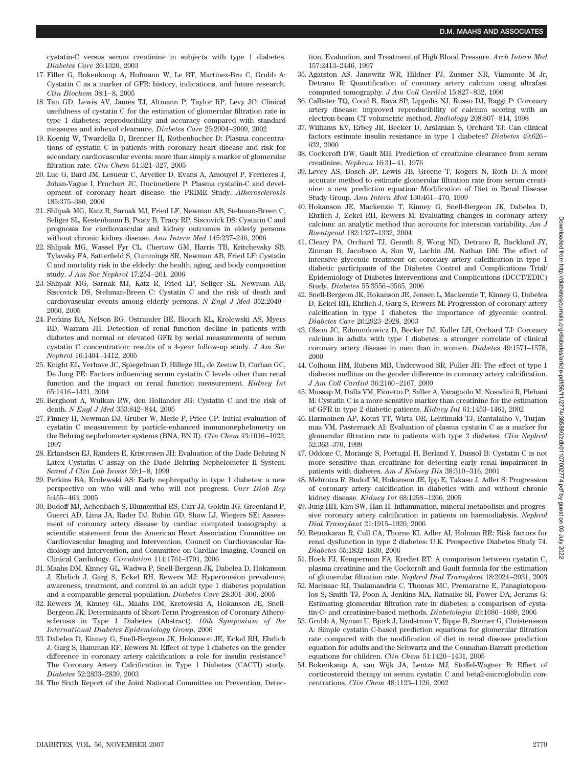cystatin-C versus serum creatinine in subjects with type 1 diabetes. *Diabetes Care* 26:1320, 2003

17. Filler G, Bokenkamp A, Hofmann W, Le BT, Martinez-Bru C, Grubb A: Cystatin C as a marker of GFR: history, indications, and future research. *Clin Biochem* 38:1–8, 2005
18. Tan GD, Lewis AV, James TJ, Altmann P, Taylor RP, Levy JC: Clinical usefulness of cystatin C for the estimation of glomerular filtration rate in type 1 diabetes: reproducibility and accuracy compared with standard measures and iohexol clearance. *Diabetes Care* 25:2004–2009, 2002
19. Koenig W, Twardella D, Brenner H, Rothenbacher D: Plasma concentrations of cystatin C in patients with coronary heart disease and risk for secondary cardiovascular events: more than simply a marker of glomerular filtration rate. *Clin Chem* 51:321–327, 2005
20. Luc G, Bard JM, Lesueur C, Arveiler D, Evans A, Amouyel P, Ferrieres J, Juhan-Vague I, Fruchart JC, Ducimetiere P: Plasma cystatin-C and development of coronary heart disease: the PRIME Study. *Atherosclerosis* 185:375–380, 2006
21. Shlipak MG, Katz R, Sarnak MJ, Fried LF, Newman AB, Stehman-Breen C, Seliger SL, Kestenbaum B, Psaty B, Tracy RP, Siscovick DS: Cystatin C and prognosis for cardiovascular and kidney outcomes in elderly persons without chronic kidney disease. *Ann Intern Med* 145:237–246, 2006
22. Shlipak MG, Wassel Fyr CL, Chertow GM, Harris TB, Kritchevsky SB, Tylavsky FA, Satterfield S, Cummings SR, Newman AB, Fried LF: Cystatin C and mortality risk in the elderly: the health, aging, and body composition study. *J Am Soc Nephrol* 17:254–261, 2006
23. Shlipak MG, Sarnak MJ, Katz R, Fried LF, Seliger SL, Newman AB, Siscovick DS, Stehman-Breen C: Cystatin C and the risk of death and cardiovascular events among elderly persons. *N Engl J Med* 352:2049–2060, 2005
24. Perkins BA, Nelson RG, Ostrander BE, Blouch KL, Krolewski AS, Myers BD, Warram JH: Detection of renal function decline in patients with diabetes and normal or elevated GFR by serial measurements of serum cystatin C concentration: results of a 4-year follow-up study. *J Am Soc Nephrol* 16:1404–1412, 2005
25. Knight EL, Verhave JC, Spiegelman D, Hillege HL, de Zeeuw D, Curhan GC, De Jong PE: Factors influencing serum cystatin C levels other than renal function and the impact on renal function measurement. *Kidney Int* 65:1416–1421, 2004
26. Berghout A, Wulkan RW, den Hollander JG: Cystatin C and the risk of death. *N Engl J Med* 353:842–844, 2005
27. Finney H, Newman DJ, Gruber W, Merle P, Price CP: Initial evaluation of cystatin C measurement by particle-enhanced immunonephelometry on the Behring nephelometer systems (BNA, BN II). *Clin Chem* 43:1016–1022, 1997
28. Erlandsen EJ, Randers E, Kristensen JH: Evaluation of the Dade Behring N Latex Cystatin C assay on the Dade Behring Nephelometer II System. *Scand J Clin Lab Invest* 59:1–8, 1999
29. Perkins BA, Krolewski AS: Early nephropathy in type 1 diabetes: a new perspective on who will and who will not progress. *Curr Diab Rep* 5:455–463, 2005
30. Budoff MJ, Achenbach S, Blumenthal RS, Carr JJ, Goldin JG, Greenland P, Guerci AD, Lima JA, Rader DJ, Rubin GD, Shaw LJ, Wiegers SE: Assessment of coronary artery disease by cardiac computed tomography: a scientific statement from the American Heart Association Committee on Cardiovascular Imaging and Intervention, Council on Cardiovascular Radiology and Intervention, and Committee on Cardiac Imaging, Council on Clinical Cardiology. *Circulation* 114:1761–1791, 2006
31. Maahs DM, Kinney GL, Wadwa P, Snell-Bergeon JK, Dabelea D, Hokanson J, Ehrlich J, Garg S, Eckel RH, Rewers MJ: Hypertension prevalence, awareness, treatment, and control in an adult type 1 diabetes population and a comparable general population. *Diabetes Care* 28:301–306, 2005
32. Rewers M, Kinney GL, Maahs DM, Kretowski A, Hokanson JE, Snell-Bergeon JK: Determinants of Short-Term Progression of Coronary Atherosclerosis in Type 1 Diabetes (Abstract). *10th Symposium of the International Diabetes Epidemiology Group*, 2006
33. Dabelea D, Kinney G, Snell-Bergeon JK, Hokanson JE, Eckel RH, Ehrlich J, Garg S, Hamman RF, Rewers M: Effect of type 1 diabetes on the gender difference in coronary artery calcification: a role for insulin resistance? The Coronary Artery Calcification in Type 1 Diabetes (CACTI) study. *Diabetes* 52:2833–2839, 2003
34. The Sixth Report of the Joint National Committee on Prevention, Detection, Evaluation, and Treatment of High Blood Pressure. *Arch Intern Med* 157:2413–2446, 1997
35. Agatston AS, Janowitz WR, Hildner FJ, Zusmer NR, Viamonte M Jr, Detrano R: Quantification of coronary artery calcium using ultrafast computed tomography. *J Am Coll Cardiol* 15:827–832, 1990
36. Callister TQ, Cooil B, Raya SP, Lippolis NJ, Russo DJ, Raggi P: Coronary artery disease: improved reproducibility of calcium scoring with an electron-beam CT volumetric method. *Radiology* 208:807–814, 1998
37. Williams KV, Erbey JR, Becker D, Arslanian S, Orchard TJ: Can clinical factors estimate insulin resistance in type 1 diabetes? *Diabetes* 49:626–632, 2000
38. Cockcroft DW, Gault MH: Prediction of creatinine clearance from serum creatinine. *Nephron* 16:31–41, 1976
39. Levey AS, Bosch JP, Lewis JB, Greene T, Rogers N, Roth D: A more accurate method to estimate glomerular filtration rate from serum creatinine: a new prediction equation: Modification of Diet in Renal Disease Study Group. *Ann Intern Med* 130:461–470, 1999
40. Hokanson JE, Mackenzie T, Kinney G, Snell-Bergeon JK, Dabelea D, Ehrlich J, Eckel RH, Rewers M: Evaluating changes in coronary artery calcium: an analytic method that accounts for interscan variability. *Am J Roentgenol* 182:1327–1332, 2004
41. Cleary PA, Orchard TJ, Genuth S, Wong ND, Detrano R, Backlund JY, Zinman B, Jacobson A, Sun W, Lachin JM, Nathan DM: The effect of intensive glycemic treatment on coronary artery calcification in type 1 diabetic participants of the Diabetes Control and Complications Trial/Epidemiology of Diabetes Interventions and Complications (DCCT/EDIC) Study. *Diabetes* 55:3556–3565, 2006
42. Snell-Bergeon JK, Hokanson JE, Jensen L, Mackenzie T, Kinney G, Dabelea D, Eckel RH, Ehrlich J, Garg S, Rewers M: Progression of coronary artery calcification in type 1 diabetes: the importance of glycemic control. *Diabetes Care* 26:2923–2928, 2003
43. Olson JC, Edmundowicz D, Becker DJ, Kuller LH, Orchard TJ: Coronary calcium in adults with type I diabetes: a stronger correlate of clinical coronary artery disease in men than in women. *Diabetes* 49:1571–1578, 2000
44. Colhoun HM, Rubens MB, Underwood SR, Fuller JH: The effect of type 1 diabetes mellitus on the gender difference in coronary artery calcification. *J Am Coll Cardiol* 36:2160–2167, 2000
45. Mussap M, Dalla VM, Fioretto P, Saller A, Varagnolo M, Nosadini R, Plebani M: Cystatin C is a more sensitive marker than creatinine for the estimation of GFR in type 2 diabetic patients. *Kidney Int* 61:1453–1461, 2002
46. Harmoinen AP, Kouri TT, Wirta OR, Lehtimaki TJ, Rantalaiho V, Turjanmaa VM, Pasternack AI: Evaluation of plasma cystatin C as a marker for glomerular filtration rate in patients with type 2 diabetes. *Clin Nephrol* 52:363–370, 1999
47. Oddoze C, Morange S, Portugal H, Berland Y, Dussol B: Cystatin C is not more sensitive than creatinine for detecting early renal impairment in patients with diabetes. *Am J Kidney Dis* 38:310–316, 2001
48. Mehrotra R, Budoff M, Hokanson JE, Ipp E, Takasu J, Adler S: Progression of coronary artery calcification in diabetics with and without chronic kidney disease. *Kidney Int* 68:1258–1266, 2005
49. Jung HH, Kim SW, Han H: Inflammation, mineral metabolism and progressive coronary artery calcification in patients on haemodialysis. *Nephrol Dial Transplant* 21:1915–1920, 2006
50. Retnakaran R, Cull CA, Thorne KI, Adler AI, Holman RR: Risk factors for renal dysfunction in type 2 diabetes: U.K. Prospective Diabetes Study 74. *Diabetes* 55:1832–1839, 2006
51. Hoek FJ, Kemperman FA, Krediet RT: A comparison between cystatin C, plasma creatinine and the Cockcroft and Gault formula for the estimation of glomerular filtration rate. *Nephrol Dial Transplant* 18:2024–2031, 2003
52. Macisaac RJ, Tsalamandris C, Thomas MC, Premaratne E, Panagiotopoulos S, Smith TJ, Poon A, Jenkins MA, Ratnaike SI, Power DA, Jerums G: Estimating glomerular filtration rate in diabetes: a comparison of cystatin-C- and creatinine-based methods. *Diabetologia* 49:1686–1689, 2006
53. Grubb A, Nyman U, Bjork J, Lindstrom V, Rippe B, Sterner G, Christensson A: Simple cystatin C-based prediction equations for glomerular filtration rate compared with the modification of diet in renal disease prediction equation for adults and the Schwartz and the Counahan-Barratt prediction equations for children. *Clin Chem* 51:1420–1431, 2005
54. Bokenkamp A, van Wijk JA, Lentze MJ, Stoffel-Wagner B: Effect of corticosteroid therapy on serum cystatin C and beta2-microglobulin concentrations. *Clin Chem* 48:1123–1126, 2002